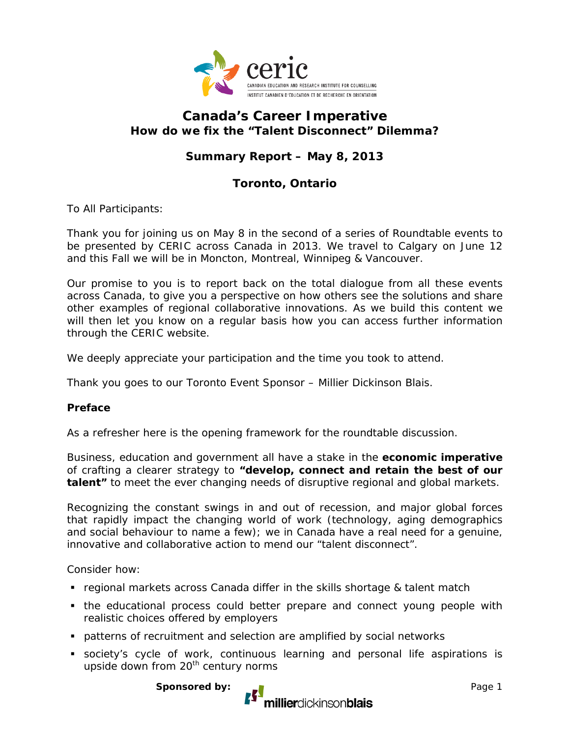# Canada's Career Imperative
## How do we fix the "Talent Disconnect" Dilemma?

### Summary Report – May 8, 2013

### Toronto, Ontario

To All Participants:

Thank you for joining us on May 8 in the second of a series of Roundtable events to be presented by CERIC across Canada in 2013. We travel to Calgary on June 12 and this Fall we will be in Moncton, Montreal, Winnipeg & Vancouver.

Our promise to you is to report back on the total dialogue from all these events across Canada, to give you a perspective on how others see the solutions and share other examples of regional collaborative innovations. As we build this content we will then let you know on a regular basis how you can access further information through the CERIC website.

We deeply appreciate your participation and the time you took to attend.

Thank you goes to our Toronto Event Sponsor – Millier Dickinson Blais.

**Preface**

As a refresher here is the opening framework for the roundtable discussion.

Business, education and government all have a stake in the **economic imperative** of crafting a clearer strategy to **"develop, connect and retain the best of our talent"** to meet the ever changing needs of disruptive regional and global markets.

Recognizing the constant swings in and out of recession, and major global forces that rapidly impact the changing world of work (technology, aging demographics and social behaviour to name a few); we in Canada have a real need for a genuine, innovative and collaborative action to mend our "talent disconnect".

Consider how:

- regional markets across Canada differ in the skills shortage & talent match
- the educational process could better prepare and connect young people with realistic choices offered by employers
- patterns of recruitment and selection are amplified by social networks
- society's cycle of work, continuous learning and personal life aspirations is upside down from 20th century norms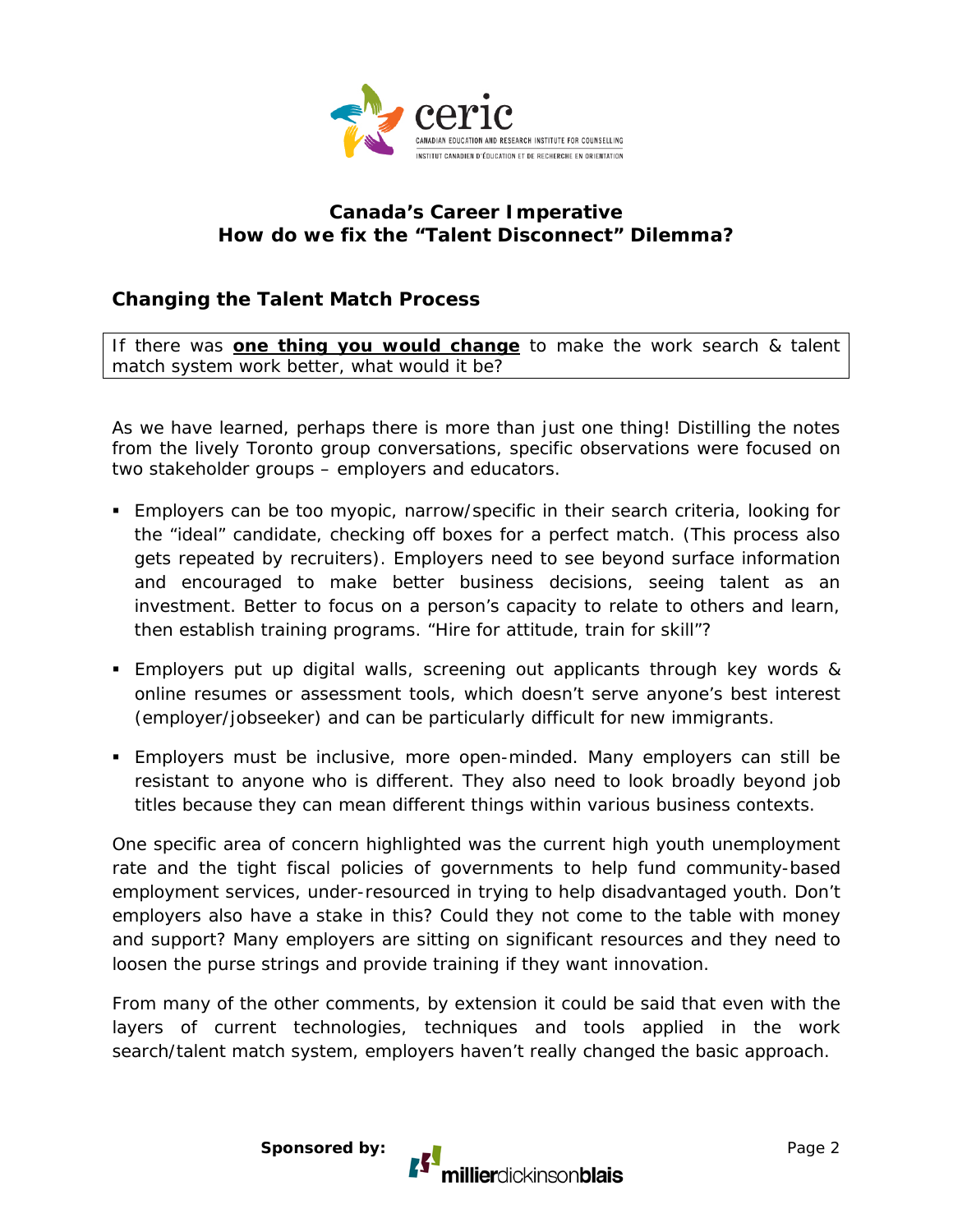ceric
CANADIAN EDUCATION AND RESEARCH INSTITUTE FOR COUNSELLING
INSTITUT CANADIEN D'ÉDUCATION ET DE RECHERCHE EN ORIENTATION

# Canada's Career Imperative
# How do we fix the "Talent Disconnect" Dilemma?

## Changing the Talent Match Process

*If there was **one thing you would change** to make the work search & talent match system work better, what would it be?*

As we have learned, perhaps there is more than just one thing! Distilling the notes from the lively Toronto group conversations, specific observations were focused on two stakeholder groups – employers and educators.

- Employers can be too myopic, narrow/specific in their search criteria, looking for the "ideal" candidate, checking off boxes for a perfect match. (This process also gets repeated by recruiters). Employers need to see beyond surface information and encouraged to make better business decisions, seeing talent as an investment. Better to focus on a person's capacity to relate to others and learn, then establish training programs. "Hire for attitude, train for skill"?
- Employers put up digital walls, screening out applicants through key words & online resumes or assessment tools, which doesn't serve anyone's best interest (employer/jobseeker) and can be particularly difficult for new immigrants.
- Employers must be inclusive, more open-minded. Many employers can still be resistant to anyone who is different. They also need to look broadly beyond job titles because they can mean different things within various business contexts.

One specific area of concern highlighted was the current high youth unemployment rate and the tight fiscal policies of governments to help fund community-based employment services, under-resourced in trying to help disadvantaged youth. Don't employers also have a stake in this? Could they not come to the table with money and support? Many employers are sitting on significant resources and they need to loosen the purse strings and provide training if they want innovation.

From many of the other comments, by extension it could be said that even with the layers of current technologies, techniques and tools applied in the work search/talent match system, employers haven't really changed the basic approach.

**Sponsored by:** millierdickinsonblais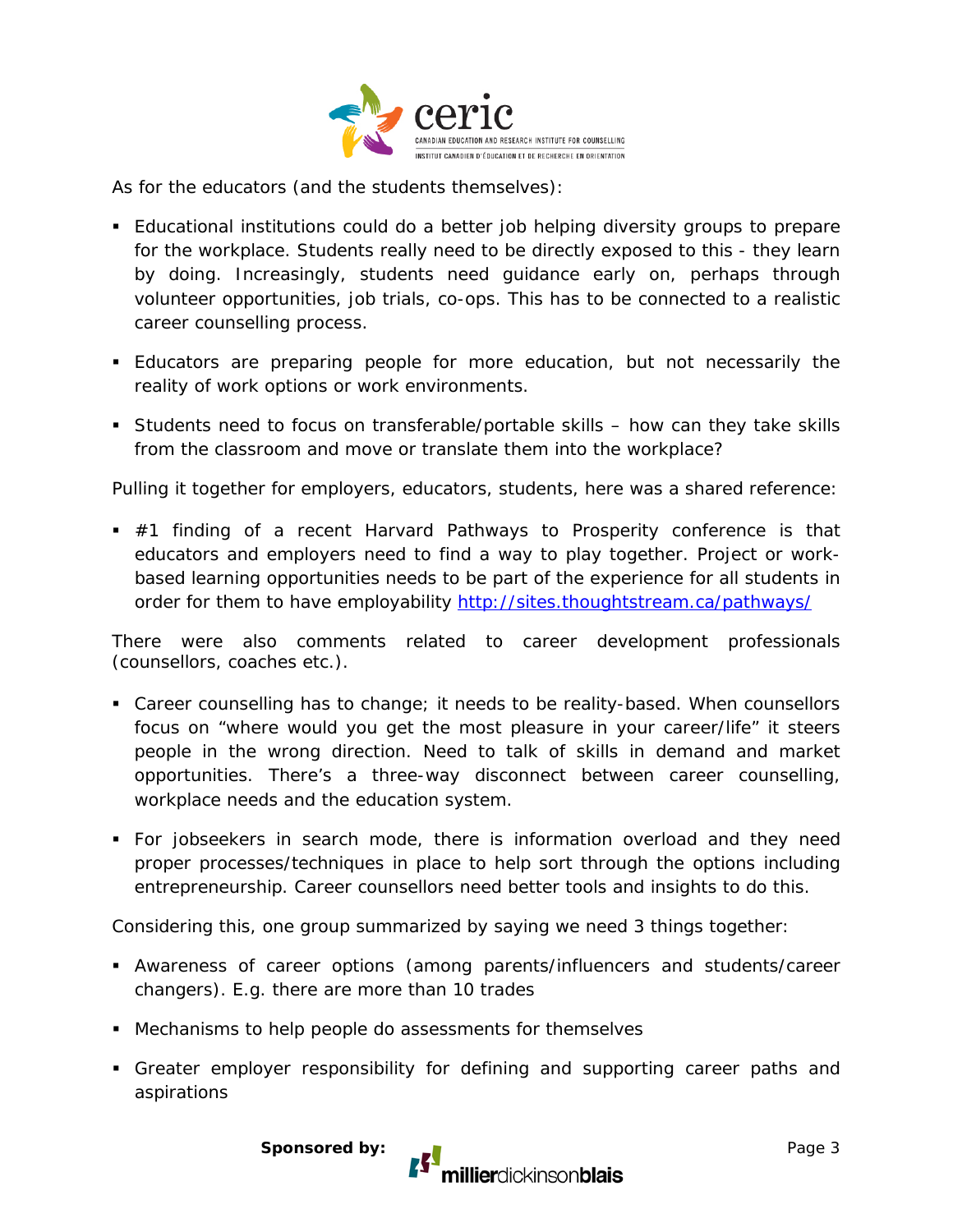As for the educators (and the students themselves):

- Educational institutions could do a better job helping diversity groups to prepare for the workplace. Students really need to be directly exposed to this - they learn by doing. Increasingly, students need guidance early on, perhaps through volunteer opportunities, job trials, co-ops. This has to be connected to a realistic career counselling process.
- Educators are preparing people for more education, but not necessarily the reality of work options or work environments.
- Students need to focus on transferable/portable skills – how can they take skills from the classroom and move or translate them into the workplace?

Pulling it together for employers, educators, students, here was a shared reference:

- #1 finding of a recent Harvard Pathways to Prosperity conference is that educators and employers need to find a way to play together. Project or work-based learning opportunities needs to be part of the experience for all students in order for them to have employability http://sites.thoughtstream.ca/pathways/

There were also comments related to career development professionals (counsellors, coaches etc.).

- Career counselling has to change; it needs to be reality-based. When counsellors focus on "where would you get the most pleasure in your career/life" it steers people in the wrong direction. Need to talk of skills in demand and market opportunities. There's a three-way disconnect between career counselling, workplace needs and the education system.
- For jobseekers in search mode, there is information overload and they need proper processes/techniques in place to help sort through the options including entrepreneurship. Career counsellors need better tools and insights to do this.

Considering this, one group summarized by saying we need 3 things together:

- Awareness of career options (among parents/influencers and students/career changers). E.g. there are more than 10 trades
- Mechanisms to help people do assessments for themselves
- Greater employer responsibility for defining and supporting career paths and aspirations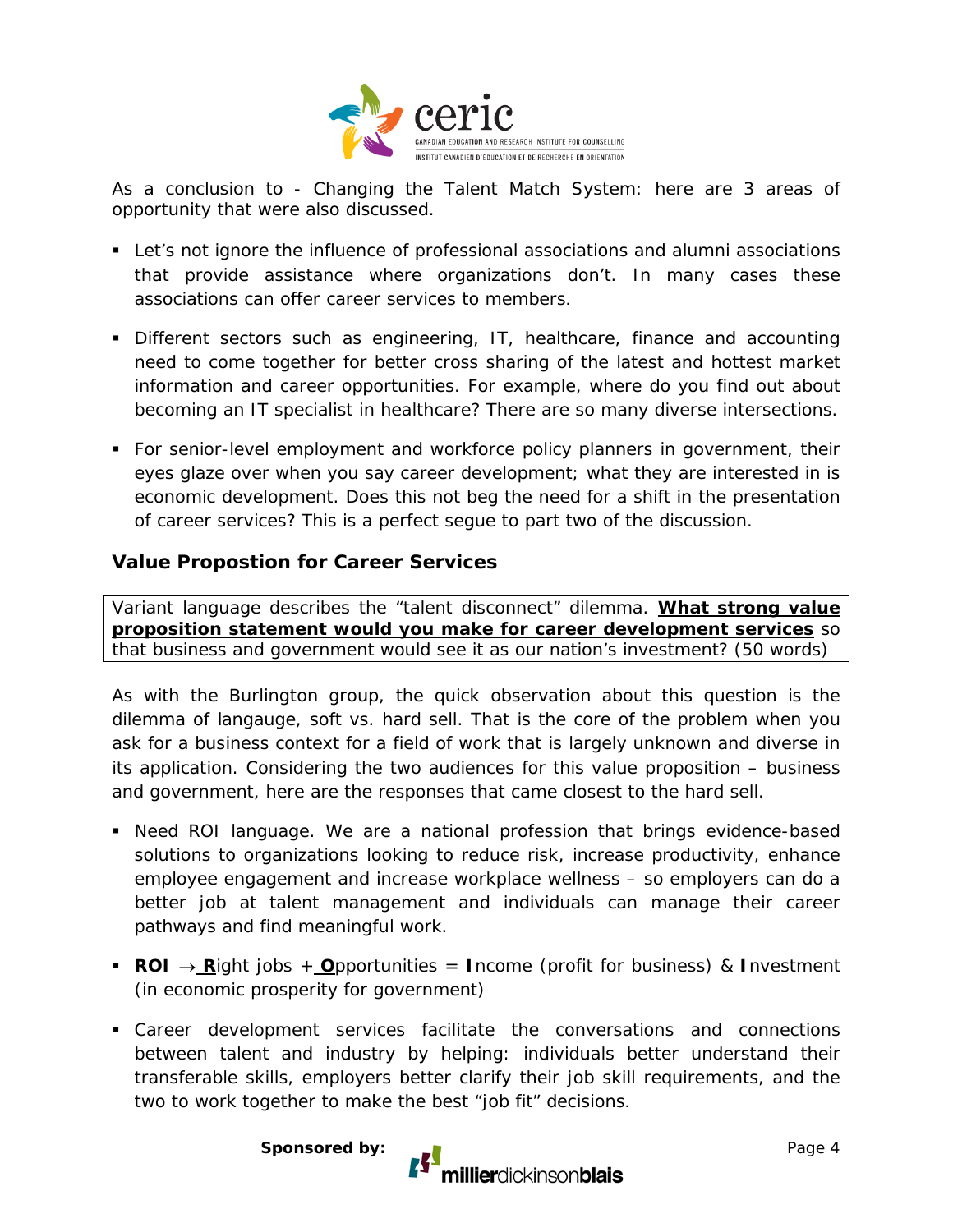As a conclusion to - Changing the Talent Match System: here are 3 areas of opportunity that were also discussed.

- Let's not ignore the influence of professional associations and alumni associations that provide assistance where organizations don't. In many cases these associations can offer career services to members.
- Different sectors such as engineering, IT, healthcare, finance and accounting need to come together for better cross sharing of the latest and hottest market information and career opportunities. For example, where do you find out about becoming an IT specialist in healthcare? There are so many diverse intersections.
- For senior-level employment and workforce policy planners in government, their eyes glaze over when you say career development; what they are interested in is economic development. Does this not beg the need for a shift in the presentation of career services? This is a perfect segue to part two of the discussion.

## Value Propostion for Career Services

*Variant language describes the "talent disconnect" dilemma.* ***What strong value proposition statement would you make for career development services*** *so that business and government would see it as our nation's investment? (50 words)*

As with the Burlington group, the quick observation about this question is the dilemma of langauge, soft vs. hard sell. That is the core of the problem when you ask for a business context for a field of work that is largely unknown and diverse in its application. Considering the two audiences for this value proposition – business and government, here are the responses that came closest to the hard sell.

- Need ROI language. We are a national profession that brings evidence-based solutions to organizations looking to reduce risk, increase productivity, enhance employee engagement and increase workplace wellness – so employers can do a better job at talent management and individuals can manage their career pathways and find meaningful work.
- **ROI** → **R**ight jobs + **O**pportunities = **I**ncome (profit for business) & **I**nvestment (in economic prosperity for government)
- Career development services facilitate the conversations and connections between talent and industry by helping: individuals better understand their transferable skills, employers better clarify their job skill requirements, and the two to work together to make the best "job fit" decisions.

**Sponsored by:** millierdickinsonblais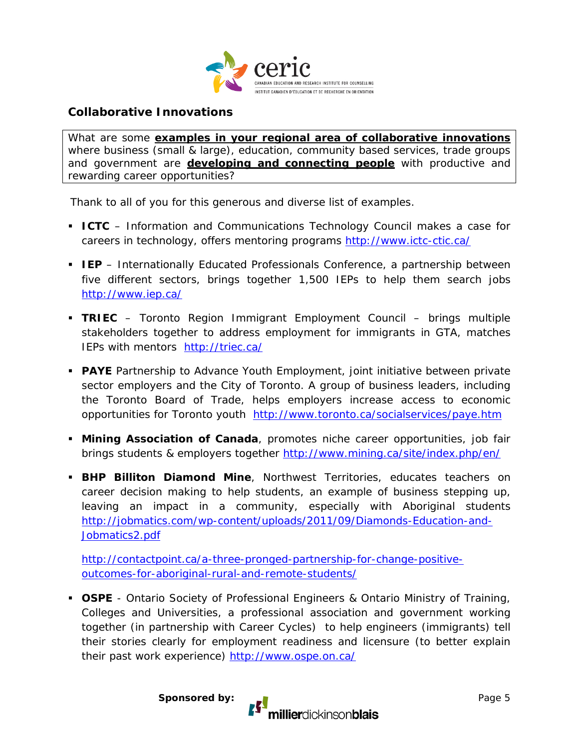## Collaborative Innovations

What are some **examples in your regional area of collaborative innovations** where business (small & large), education, community based services, trade groups and government are **developing and connecting people** with productive and rewarding career opportunities?

Thank to all of you for this generous and diverse list of examples.

- **ICTC** – Information and Communications Technology Council makes a case for careers in technology, offers mentoring programs http://www.ictc-ctic.ca/
- **IEP** – Internationally Educated Professionals Conference, a partnership between five different sectors, brings together 1,500 IEPs to help them search jobs http://www.iep.ca/
- **TRIEC** – Toronto Region Immigrant Employment Council – brings multiple stakeholders together to address employment for immigrants in GTA, matches IEPs with mentors http://triec.ca/
- **PAYE** Partnership to Advance Youth Employment, joint initiative between private sector employers and the City of Toronto. A group of business leaders, including the Toronto Board of Trade, helps employers increase access to economic opportunities for Toronto youth http://www.toronto.ca/socialservices/paye.htm
- **Mining Association of Canada**, promotes niche career opportunities, job fair brings students & employers together http://www.mining.ca/site/index.php/en/
- **BHP Billiton Diamond Mine**, Northwest Territories, educates teachers on career decision making to help students, an example of business stepping up, leaving an impact in a community, especially with Aboriginal students http://jobmatics.com/wp-content/uploads/2011/09/Diamonds-Education-and-Jobmatics2.pdf

  http://contactpoint.ca/a-three-pronged-partnership-for-change-positive-outcomes-for-aboriginal-rural-and-remote-students/
- **OSPE** - Ontario Society of Professional Engineers & Ontario Ministry of Training, Colleges and Universities, a professional association and government working together (in partnership with Career Cycles) to help engineers (immigrants) tell their stories clearly for employment readiness and licensure (to better explain their past work experience) http://www.ospe.on.ca/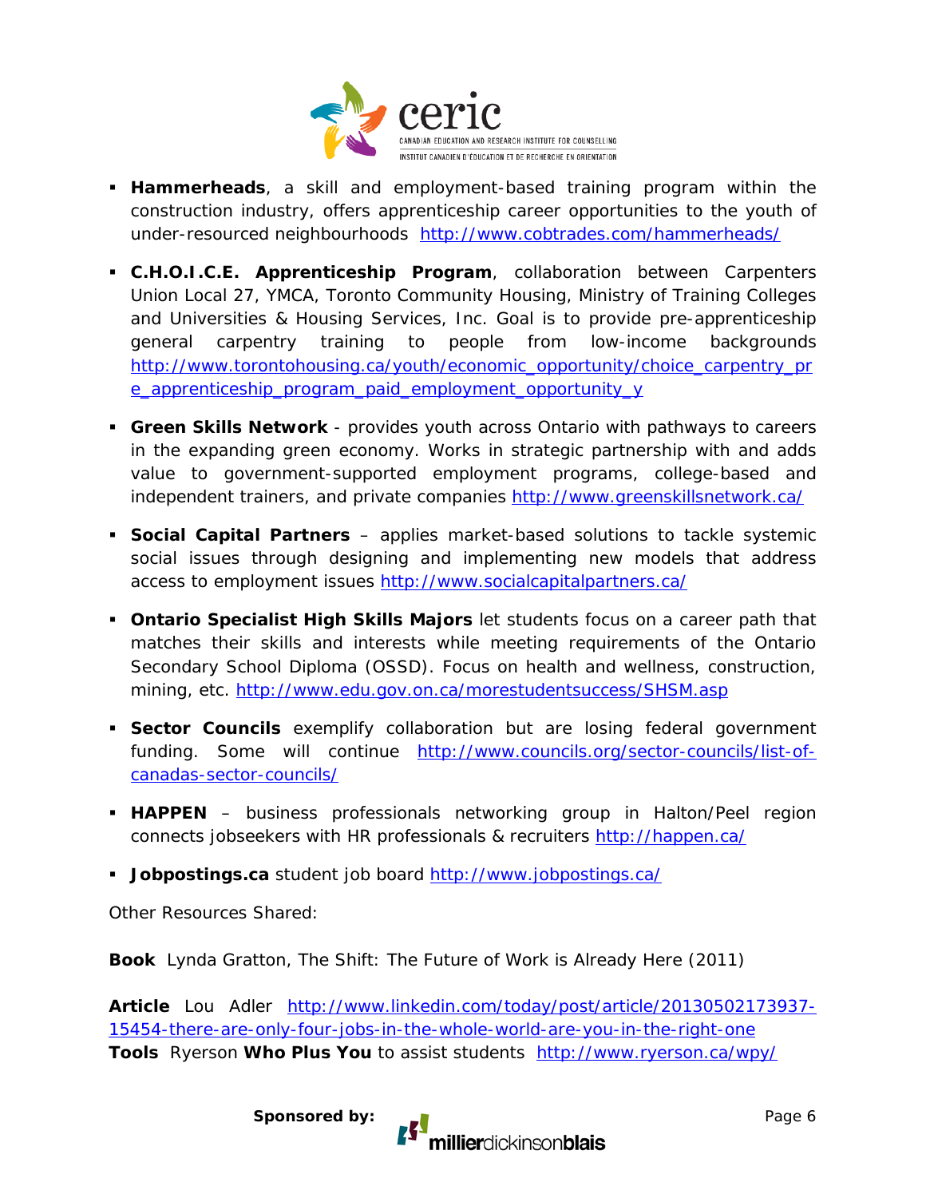- **Hammerheads**, a skill and employment-based training program within the construction industry, offers apprenticeship career opportunities to the youth of under-resourced neighbourhoods http://www.cobtrades.com/hammerheads/
- **C.H.O.I.C.E. Apprenticeship Program**, collaboration between Carpenters Union Local 27, YMCA, Toronto Community Housing, Ministry of Training Colleges and Universities & Housing Services, Inc. Goal is to provide pre-apprenticeship general carpentry training to people from low-income backgrounds http://www.torontohousing.ca/youth/economic_opportunity/choice_carpentry_pre_apprenticeship_program_paid_employment_opportunity_y
- **Green Skills Network** - provides youth across Ontario with pathways to careers in the expanding green economy. Works in strategic partnership with and adds value to government-supported employment programs, college-based and independent trainers, and private companies http://www.greenskillsnetwork.ca/
- **Social Capital Partners** – applies market-based solutions to tackle systemic social issues through designing and implementing new models that address access to employment issues http://www.socialcapitalpartners.ca/
- **Ontario Specialist High Skills Majors** let students focus on a career path that matches their skills and interests while meeting requirements of the Ontario Secondary School Diploma (OSSD). Focus on health and wellness, construction, mining, etc. http://www.edu.gov.on.ca/morestudentsuccess/SHSM.asp
- **Sector Councils** exemplify collaboration but are losing federal government funding. Some will continue http://www.councils.org/sector-councils/list-of-canadas-sector-councils/
- **HAPPEN** – business professionals networking group in Halton/Peel region connects jobseekers with HR professionals & recruiters http://happen.ca/
- **Jobpostings.ca** student job board http://www.jobpostings.ca/

Other Resources Shared:

**Book** Lynda Gratton, The Shift: The Future of Work is Already Here (2011)

**Article** Lou Adler http://www.linkedin.com/today/post/article/20130502173937-15454-there-are-only-four-jobs-in-the-whole-world-are-you-in-the-right-one
**Tools** Ryerson **Who Plus You** to assist students http://www.ryerson.ca/wpy/

**Sponsored by:** millierdickinsonblais